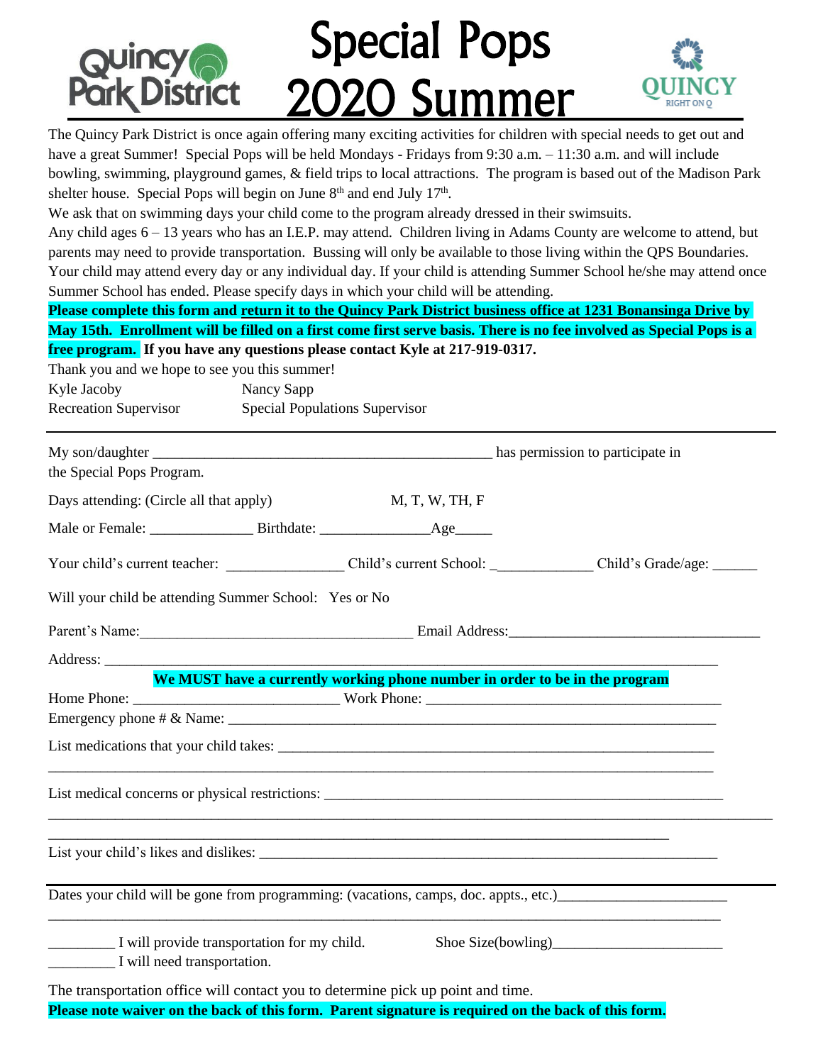Quincy Park District

# Special Pops 2020 Summer

QUINCY RIGHT ON Q

The Quincy Park District is once again offering many exciting activities for children with special needs to get out and have a great Summer! Special Pops will be held Mondays - Fridays from 9:30 a.m. – 11:30 a.m. and will include bowling, swimming, playground games, & field trips to local attractions. The program is based out of the Madison Park shelter house. Special Pops will begin on June 8th and end July 17th.

We ask that on swimming days your child come to the program already dressed in their swimsuits.

Any child ages 6 – 13 years who has an I.E.P. may attend. Children living in Adams County are welcome to attend, but parents may need to provide transportation. Bussing will only be available to those living within the QPS Boundaries. Your child may attend every day or any individual day. If your child is attending Summer School he/she may attend once Summer School has ended. Please specify days in which your child will be attending.

**Please complete this form and return it to the Quincy Park District business office at 1231 Bonansinga Drive by May 15th. Enrollment will be filled on a first come first serve basis. There is no fee involved as Special Pops is a free program. If you have any questions please contact Kyle at 217-919-0317.**

Thank you and we hope to see you this summer!

Kyle Jacoby — Recreation Supervisor
Nancy Sapp — Special Populations Supervisor

---

My son/daughter ______________________________________________ has permission to participate in the Special Pops Program.

Days attending: (Circle all that apply) M, T, W, TH, F

Male or Female: _____________ Birthdate: ______________Age_____

Your child's current teacher: _______________ Child's current School: _____________ Child's Grade/age: ______

Will your child be attending Summer School: Yes or No

Parent's Name:____________________________________ Email Address:_________________________________

Address: ______________________________________________________________________________

**We MUST have a currently working phone number in order to be in the program**

Home Phone: ___________________________ Work Phone: _______________________________________

Emergency phone # & Name: ______________________________________________________________

List medications that your child takes: __________________________________________________________

_________________________________________________________________________________________

List medical concerns or physical restrictions: ____________________________________________________

_________________________________________________________________________________________

_________________________________________________________________________________________

List your child's likes and dislikes: _____________________________________________________________

---

Dates your child will be gone from programming: (vacations, camps, doc. appts., etc.)_____________________

_________________________________________________________________________________________

________ I will provide transportation for my child. Shoe Size(bowling)______________________

________ I will need transportation.

The transportation office will contact you to determine pick up point and time.

**Please note waiver on the back of this form. Parent signature is required on the back of this form.**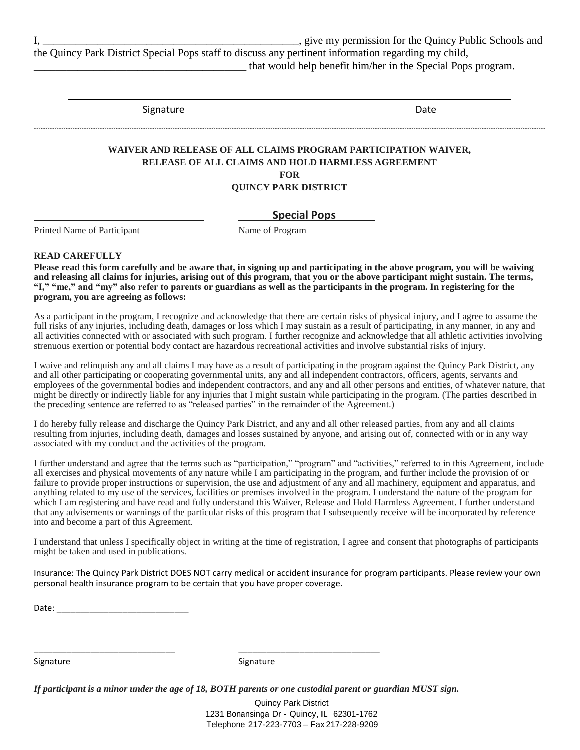I, _______________________________________________, give my permission for the Quincy Public Schools and the Quincy Park District Special Pops staff to discuss any pertinent information regarding my child, ________________________________________ that would help benefit him/her in the Special Pops program.

Signature Date

---

**WAIVER AND RELEASE OF ALL CLAIMS PROGRAM PARTICIPATION WAIVER, RELEASE OF ALL CLAIMS AND HOLD HARMLESS AGREEMENT**

**FOR**

**QUINCY PARK DISTRICT**

________________________________ **Special Pops**

Printed Name of Participant Name of Program

**READ CAREFULLY**

**Please read this form carefully and be aware that, in signing up and participating in the above program, you will be waiving and releasing all claims for injuries, arising out of this program, that you or the above participant might sustain. The terms, "I," "me," and "my" also refer to parents or guardians as well as the participants in the program. In registering for the program, you are agreeing as follows:**

As a participant in the program, I recognize and acknowledge that there are certain risks of physical injury, and I agree to assume the full risks of any injuries, including death, damages or loss which I may sustain as a result of participating, in any manner, in any and all activities connected with or associated with such program. I further recognize and acknowledge that all athletic activities involving strenuous exertion or potential body contact are hazardous recreational activities and involve substantial risks of injury.

I waive and relinquish any and all claims I may have as a result of participating in the program against the Quincy Park District, any and all other participating or cooperating governmental units, any and all independent contractors, officers, agents, servants and employees of the governmental bodies and independent contractors, and any and all other persons and entities, of whatever nature, that might be directly or indirectly liable for any injuries that I might sustain while participating in the program. (The parties described in the preceding sentence are referred to as "released parties" in the remainder of the Agreement.)

I do hereby fully release and discharge the Quincy Park District, and any and all other released parties, from any and all claims resulting from injuries, including death, damages and losses sustained by anyone, and arising out of, connected with or in any way associated with my conduct and the activities of the program.

I further understand and agree that the terms such as "participation," "program" and "activities," referred to in this Agreement, include all exercises and physical movements of any nature while I am participating in the program, and further include the provision of or failure to provide proper instructions or supervision, the use and adjustment of any and all machinery, equipment and apparatus, and anything related to my use of the services, facilities or premises involved in the program. I understand the nature of the program for which I am registering and have read and fully understand this Waiver, Release and Hold Harmless Agreement. I further understand that any advisements or warnings of the particular risks of this program that I subsequently receive will be incorporated by reference into and become a part of this Agreement.

I understand that unless I specifically object in writing at the time of registration, I agree and consent that photographs of participants might be taken and used in publications.

Insurance: The Quincy Park District DOES NOT carry medical or accident insurance for program participants. Please review your own personal health insurance program to be certain that you have proper coverage.

Date: ____________________________

______________________________ ______________________________

Signature Signature

***If participant is a minor under the age of 18, BOTH parents or one custodial parent or guardian MUST sign.***

Quincy Park District
1231 Bonansinga Dr - Quincy, IL 62301-1762
Telephone 217-223-7703 – Fax 217-228-9209